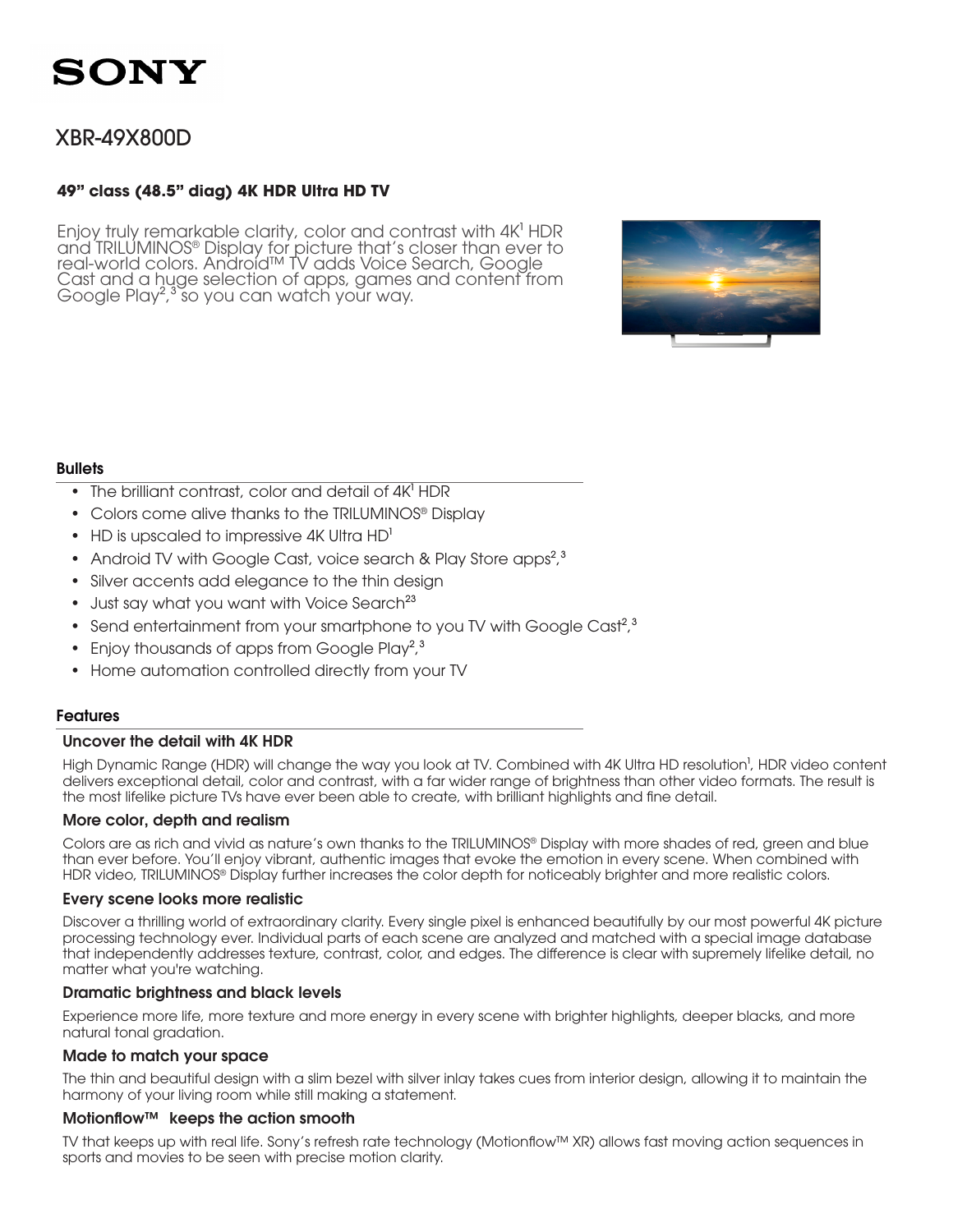# SONY

## XBR-49X800D

**49" class (48.5" diag) 4K HDR Ultra HD TV**

Enjoy truly remarkable clarity, color and contrast with 4K[1] HDR and TRILUMINOS® Display for picture that's closer than ever to real-world colors. Android™ TV adds Voice Search, Google Cast and a huge selection of apps, games and content from Google Play[2,3] so you can watch your way.

### Bullets

- The brilliant contrast, color and detail of 4K[1] HDR
- Colors come alive thanks to the TRILUMINOS® Display
- HD is upscaled to impressive 4K Ultra HD[1]
- Android TV with Google Cast, voice search & Play Store apps[2,3]
- Silver accents add elegance to the thin design
- Just say what you want with Voice Search[23]
- Send entertainment from your smartphone to you TV with Google Cast[2,3]
- Enjoy thousands of apps from Google Play[2,3]
- Home automation controlled directly from your TV

### Features

#### Uncover the detail with 4K HDR

High Dynamic Range (HDR) will change the way you look at TV. Combined with 4K Ultra HD resolution[1], HDR video content delivers exceptional detail, color and contrast, with a far wider range of brightness than other video formats. The result is the most lifelike picture TVs have ever been able to create, with brilliant highlights and fine detail.

#### More color, depth and realism

Colors are as rich and vivid as nature's own thanks to the TRILUMINOS® Display with more shades of red, green and blue than ever before. You'll enjoy vibrant, authentic images that evoke the emotion in every scene. When combined with HDR video, TRILUMINOS® Display further increases the color depth for noticeably brighter and more realistic colors.

#### Every scene looks more realistic

Discover a thrilling world of extraordinary clarity. Every single pixel is enhanced beautifully by our most powerful 4K picture processing technology ever. Individual parts of each scene are analyzed and matched with a special image database that independently addresses texture, contrast, color, and edges. The difference is clear with supremely lifelike detail, no matter what you're watching.

#### Dramatic brightness and black levels

Experience more life, more texture and more energy in every scene with brighter highlights, deeper blacks, and more natural tonal gradation.

#### Made to match your space

The thin and beautiful design with a slim bezel with silver inlay takes cues from interior design, allowing it to maintain the harmony of your living room while still making a statement.

#### Motionflow™ keeps the action smooth

TV that keeps up with real life. Sony's refresh rate technology (Motionflow™ XR) allows fast moving action sequences in sports and movies to be seen with precise motion clarity.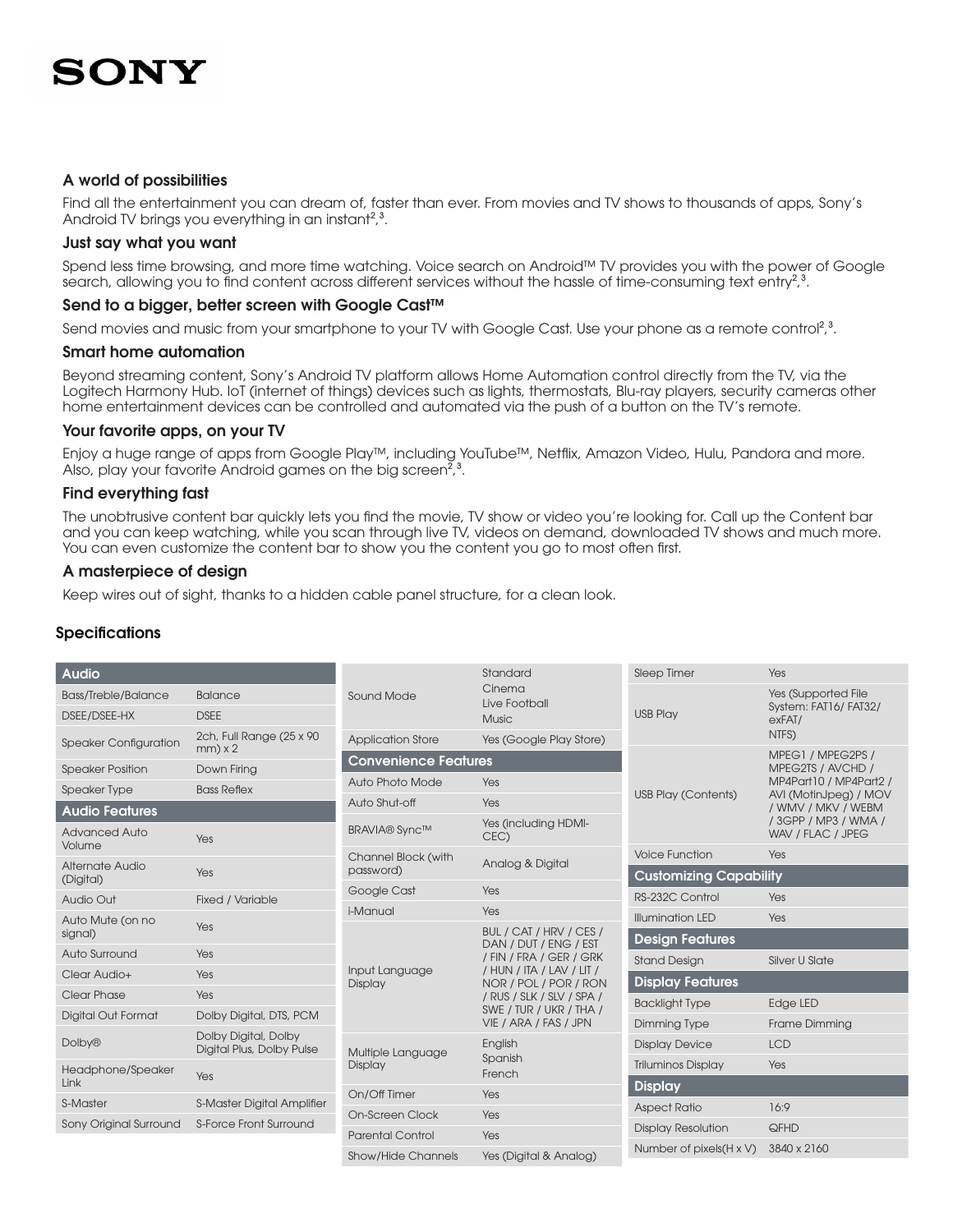SONY

### A world of possibilities

Find all the entertainment you can dream of, faster than ever. From movies and TV shows to thousands of apps, Sony's Android TV brings you everything in an instant[2,3].

### Just say what you want

Spend less time browsing, and more time watching. Voice search on Android™ TV provides you with the power of Google search, allowing you to find content across different services without the hassle of time-consuming text entry[2,3].

### Send to a bigger, better screen with Google Cast™

Send movies and music from your smartphone to your TV with Google Cast. Use your phone as a remote control[2,3].

### Smart home automation

Beyond streaming content, Sony's Android TV platform allows Home Automation control directly from the TV, via the Logitech Harmony Hub. IoT (internet of things) devices such as lights, thermostats, Blu-ray players, security cameras other home entertainment devices can be controlled and automated via the push of a button on the TV's remote.

### Your favorite apps, on your TV

Enjoy a huge range of apps from Google Play™, including YouTube™, Netflix, Amazon Video, Hulu, Pandora and more. Also, play your favorite Android games on the big screen[2,3].

### Find everything fast

The unobtrusive content bar quickly lets you find the movie, TV show or video you're looking for. Call up the Content bar and you can keep watching, while you scan through live TV, videos on demand, downloaded TV shows and much more. You can even customize the content bar to show you the content you go to most often first.

### A masterpiece of design

Keep wires out of sight, thanks to a hidden cable panel structure, for a clean look.

## Specifications

| **Audio** | |
|---|---|
| Bass/Treble/Balance | Balance |
| DSEE/DSEE-HX | DSEE |
| Speaker Configuration | 2ch, Full Range (25 x 90 mm) x 2 |
| Speaker Position | Down Firing |
| Speaker Type | Bass Reflex |
| **Audio Features** | |
| Advanced Auto Volume | Yes |
| Alternate Audio (Digital) | Yes |
| Audio Out | Fixed / Variable |
| Auto Mute (on no signal) | Yes |
| Auto Surround | Yes |
| Clear Audio+ | Yes |
| Clear Phase | Yes |
| Digital Out Format | Dolby Digital, DTS, PCM |
| Dolby® | Dolby Digital, Dolby Digital Plus, Dolby Pulse |
| Headphone/Speaker Link | Yes |
| S-Master | S-Master Digital Amplifier |
| Sony Original Surround | S-Force Front Surround |
| Sound Mode | Standard<br>Cinema<br>Live Football<br>Music |
| Application Store | Yes (Google Play Store) |
| **Convenience Features** | |
| Auto Photo Mode | Yes |
| Auto Shut-off | Yes |
| BRAVIA® Sync™ | Yes (including HDMI-CEC) |
| Channel Block (with password) | Analog & Digital |
| Google Cast | Yes |
| i-Manual | Yes |
| Input Language Display | BUL / CAT / HRV / CES / DAN / DUT / ENG / EST / FIN / FRA / GER / GRK / HUN / ITA / LAV / LIT / NOR / POL / POR / RON / RUS / SLK / SLV / SPA / SWE / TUR / UKR / THA / VIE / ARA / FAS / JPN |
| Multiple Language Display | English<br>Spanish<br>French |
| On/Off Timer | Yes |
| On-Screen Clock | Yes |
| Parental Control | Yes |
| Show/Hide Channels | Yes (Digital & Analog) |
| Sleep Timer | Yes |
| USB Play | Yes (Supported File System: FAT16/ FAT32/ exFAT/ NTFS) |
| USB Play (Contents) | MPEG1 / MPEG2PS / MPEG2TS / AVCHD / MP4Part10 / MP4Part2 / AVI (MotinJpeg) / MOV / WMV / MKV / WEBM / 3GPP / MP3 / WMA / WAV / FLAC / JPEG |
| Voice Function | Yes |
| **Customizing Capability** | |
| RS-232C Control | Yes |
| Illumination LED | Yes |
| **Design Features** | |
| Stand Design | Silver U Slate |
| **Display Features** | |
| Backlight Type | Edge LED |
| Dimming Type | Frame Dimming |
| Display Device | LCD |
| Triluminos Display | Yes |
| **Display** | |
| Aspect Ratio | 16:9 |
| Display Resolution | QFHD |
| Number of pixels(H x V) | 3840 x 2160 |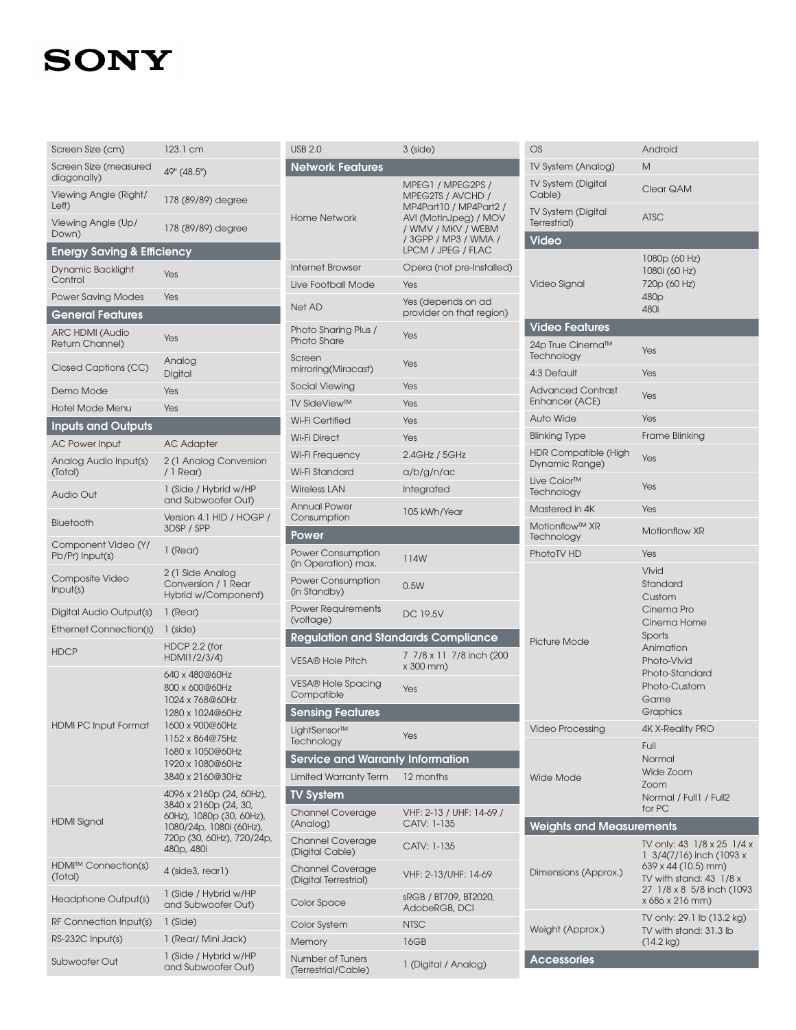# SONY

| | |
|---|---|
| Screen Size (cm) | 123.1 cm |
| Screen Size (measured diagonally) | 49" (48.5") |
| Viewing Angle (Right/ Left) | 178 (89/89) degree |
| Viewing Angle (Up/ Down) | 178 (89/89) degree |

## Energy Saving & Efficiency

| | |
|---|---|
| Dynamic Backlight Control | Yes |
| Power Saving Modes | Yes |

## General Features

| | |
|---|---|
| ARC HDMI (Audio Return Channel) | Yes |
| Closed Captions (CC) | Analog<br>Digital |
| Demo Mode | Yes |
| Hotel Mode Menu | Yes |

## Inputs and Outputs

| | |
|---|---|
| AC Power Input | AC Adapter |
| Analog Audio Input(s) (Total) | 2 (1 Analog Conversion / 1 Rear |
| Audio Out | 1 (Side / Hybrid w/HP and Subwoofer Out) |
| Bluetooth | Version 4.1 HID / HOGP / 3DSP / SPP |
| Component Video (Y/ Pb/Pr) Input(s) | 1 (Rear) |
| Composite Video Input(s) | 2 (1 Side Analog Conversion / 1 Rear Hybrid w/Component) |
| Digital Audio Output(s) | 1 (Rear) |
| Ethernet Connection(s) | 1 (side) |
| HDCP | HDCP 2.2 (for HDMI1/2/3/4) |
| HDMI PC Input Format | 640 x 480@60Hz<br>800 x 600@60Hz<br>1024 x 768@60Hz<br>1280 x 1024@60Hz<br>1600 x 900@60Hz<br>1152 x 864@75Hz<br>1680 x 1050@60Hz<br>1920 x 1080@60Hz<br>3840 x 2160@30Hz |
| HDMI Signal | 4096 x 2160p (24, 60Hz), 3840 x 2160p (24, 30, 60Hz), 1080p (30, 60Hz), 1080/24p, 1080i (60Hz), 720p (30, 60Hz), 720/24p, 480p, 480i |
| HDMI™ Connection(s) (Total) | 4 (side3, rear1) |
| Headphone Output(s) | 1 (Side / Hybrid w/HP and Subwoofer Out) |
| RF Connection Input(s) | 1 (Side) |
| RS-232C Input(s) | 1 (Rear/ Mini Jack) |
| Subwoofer Out | 1 (Side / Hybrid w/HP and Subwoofer Out) |
| USB 2.0 | 3 (side) |

## Network Features

| | |
|---|---|
| Home Network | MPEG1 / MPEG2PS / MPEG2TS / AVCHD / MP4Part10 / MP4Part2 / AVI (MotinJpeg) / MOV / WMV / MKV / WEBM / 3GPP / MP3 / WMA / LPCM / JPEG / FLAC |
| Internet Browser | Opera (not pre-Installed) |
| Live Football Mode | Yes |
| Net AD | Yes (depends on ad provider on that region) |
| Photo Sharing Plus / Photo Share | Yes |
| Screen mirroring(Miracast) | Yes |
| Social Viewing | Yes |
| TV SideView™ | Yes |
| Wi-Fi Certified | Yes |
| Wi-Fi Direct | Yes |
| Wi-Fi Frequency | 2.4GHz / 5GHz |
| Wi-Fi Standard | a/b/g/n/ac |
| Wireless LAN | Integrated |
| Annual Power Consumption | 105 kWh/Year |

## Power

| | |
|---|---|
| Power Consumption (in Operation) max. | 114W |
| Power Consumption (in Standby) | 0.5W |
| Power Requirements (voltage) | DC 19.5V |

## Regulation and Standards Compliance

| | |
|---|---|
| VESA® Hole Pitch | 7 7/8 x 11 7/8 inch (200 x 300 mm) |
| VESA® Hole Spacing Compatible | Yes |

## Sensing Features

| | |
|---|---|
| LightSensor™ Technology | Yes |

## Service and Warranty Information

| | |
|---|---|
| Limited Warranty Term | 12 months |

## TV System

| | |
|---|---|
| Channel Coverage (Analog) | VHF: 2-13 / UHF: 14-69 / CATV: 1-135 |
| Channel Coverage (Digital Cable) | CATV: 1-135 |
| Channel Coverage (Digital Terrestrial) | VHF: 2-13/UHF: 14-69 |
| Color Space | sRGB / BT709, BT2020, AdobeRGB, DCI |
| Color System | NTSC |
| Memory | 16GB |
| Number of Tuners (Terrestrial/Cable) | 1 (Digital / Analog) |
| OS | Android |
| TV System (Analog) | M |
| TV System (Digital Cable) | Clear QAM |
| TV System (Digital Terrestrial) | ATSC |

## Video

| | |
|---|---|
| Video Signal | 1080p (60 Hz)<br>1080i (60 Hz)<br>720p (60 Hz)<br>480p<br>480i |

## Video Features

| | |
|---|---|
| 24p True Cinema™ Technology | Yes |
| 4:3 Default | Yes |
| Advanced Contrast Enhancer (ACE) | Yes |
| Auto Wide | Yes |
| Blinking Type | Frame Blinking |
| HDR Compatible (High Dynamic Range) | Yes |
| Live Color™ Technology | Yes |
| Mastered in 4K | Yes |
| Motionflow™ XR Technology | Motionflow XR |
| PhotoTV HD | Yes |
| Picture Mode | Vivid<br>Standard<br>Custom<br>Cinema Pro<br>Cinema Home<br>Sports<br>Animation<br>Photo-Vivid<br>Photo-Standard<br>Photo-Custom<br>Game<br>Graphics |
| Video Processing | 4K X-Reality PRO |
| Wide Mode | Full<br>Normal<br>Wide Zoom<br>Zoom<br>Normal / Full1 / Full2 for PC |

## Weights and Measurements

| | |
|---|---|
| Dimensions (Approx.) | TV only: 43 1/8 x 25 1/4 x 1 3/4(7/16) inch (1093 x 639 x 44 (10.5) mm)<br>TV with stand: 43 1/8 x 27 1/8 x 8 5/8 inch (1093 x 686 x 216 mm) |
| Weight (Approx.) | TV only: 29.1 lb (13.2 kg)<br>TV with stand: 31.3 lb (14.2 kg) |

## Accessories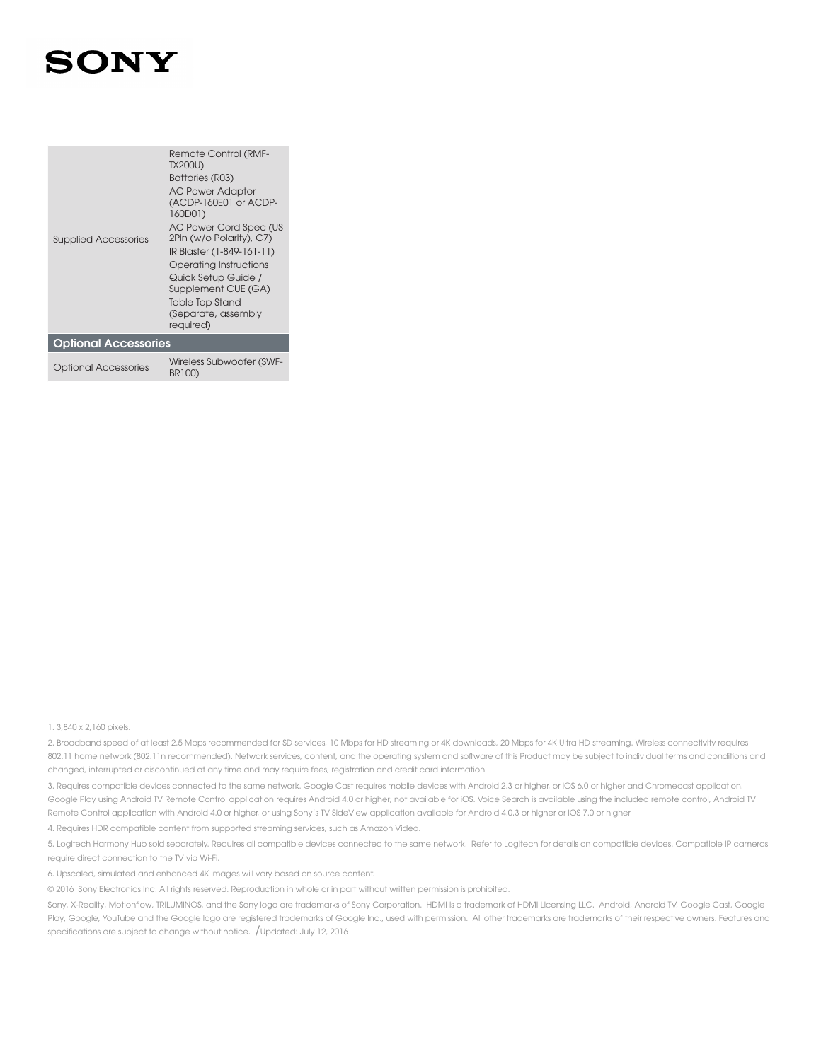| | |
|---|---|
| Supplied Accessories | Remote Control (RMF-TX200U)<br>Battaries (R03)<br>AC Power Adaptor (ACDP-160E01 or ACDP-160D01)<br>AC Power Cord Spec (US 2Pin (w/o Polarity), C7)<br>IR Blaster (1-849-161-11)<br>Operating Instructions<br>Quick Setup Guide / Supplement CUE (GA)<br>Table Top Stand (Separate, assembly required) |
| **Optional Accessories** | |
| Optional Accessories | Wireless Subwoofer (SWF-BR100) |

1. 3,840 x 2,160 pixels.

2. Broadband speed of at least 2.5 Mbps recommended for SD services, 10 Mbps for HD streaming or 4K downloads, 20 Mbps for 4K Ultra HD streaming. Wireless connectivity requires 802.11 home network (802.11n recommended). Network services, content, and the operating system and software of this Product may be subject to individual terms and conditions and changed, interrupted or discontinued at any time and may require fees, registration and credit card information.

3. Requires compatible devices connected to the same network. Google Cast requires mobile devices with Android 2.3 or higher, or iOS 6.0 or higher and Chromecast application. Google Play using Android TV Remote Control application requires Android 4.0 or higher; not available for iOS. Voice Search is available using the included remote control, Android TV Remote Control application with Android 4.0 or higher, or using Sony's TV SideView application available for Android 4.0.3 or higher or iOS 7.0 or higher.

4. Requires HDR compatible content from supported streaming services, such as Amazon Video.

5. Logitech Harmony Hub sold separately. Requires all compatible devices connected to the same network. Refer to Logitech for details on compatible devices. Compatible IP cameras require direct connection to the TV via Wi-Fi.

6. Upscaled, simulated and enhanced 4K images will vary based on source content.

© 2016 Sony Electronics Inc. All rights reserved. Reproduction in whole or in part without written permission is prohibited.

Sony, X-Reality, Motionflow, TRILUMINOS, and the Sony logo are trademarks of Sony Corporation. HDMI is a trademark of HDMI Licensing LLC. Android, Android TV, Google Cast, Google Play, Google, YouTube and the Google logo are registered trademarks of Google Inc., used with permission. All other trademarks are trademarks of their respective owners. Features and specifications are subject to change without notice. /Updated: July 12, 2016